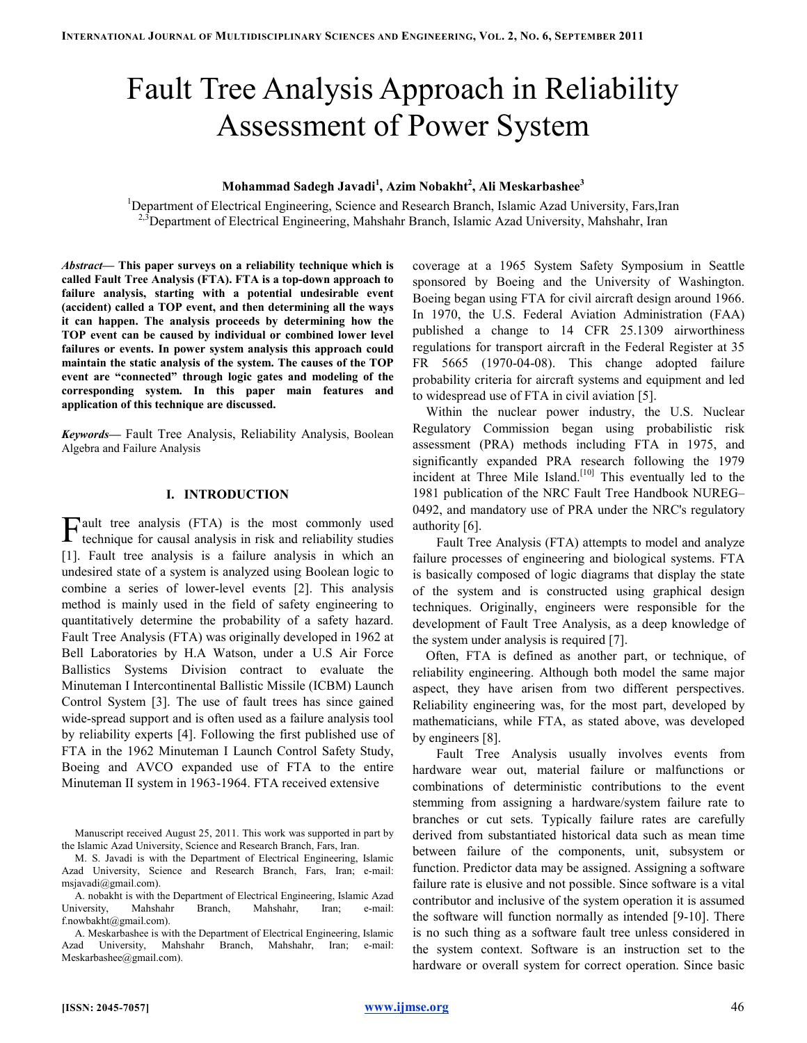# Fault Tree Analysis Approach in Reliability Assessment of Power System

**Mohammad Sadegh Javadi[1], Azim Nobakht[2], Ali Meskarbashee[3]**

[1]Department of Electrical Engineering, Science and Research Branch, Islamic Azad University, Fars,Iran
[2,3]Department of Electrical Engineering, Mahshahr Branch, Islamic Azad University, Mahshahr, Iran

***Abstract*— This paper surveys on a reliability technique which is called Fault Tree Analysis (FTA). FTA is a top-down approach to failure analysis, starting with a potential undesirable event (accident) called a TOP event, and then determining all the ways it can happen. The analysis proceeds by determining how the TOP event can be caused by individual or combined lower level failures or events. In power system analysis this approach could maintain the static analysis of the system. The causes of the TOP event are "connected" through logic gates and modeling of the corresponding system. In this paper main features and application of this technique are discussed.**

***Keywords*—** Fault Tree Analysis, Reliability Analysis, Boolean Algebra and Failure Analysis

## I. INTRODUCTION

Fault tree analysis (FTA) is the most commonly used technique for causal analysis in risk and reliability studies [1]. Fault tree analysis is a failure analysis in which an undesired state of a system is analyzed using Boolean logic to combine a series of lower-level events [2]. This analysis method is mainly used in the field of safety engineering to quantitatively determine the probability of a safety hazard. Fault Tree Analysis (FTA) was originally developed in 1962 at Bell Laboratories by H.A Watson, under a U.S Air Force Ballistics Systems Division contract to evaluate the Minuteman I Intercontinental Ballistic Missile (ICBM) Launch Control System [3]. The use of fault trees has since gained wide-spread support and is often used as a failure analysis tool by reliability experts [4]. Following the first published use of FTA in the 1962 Minuteman I Launch Control Safety Study, Boeing and AVCO expanded use of FTA to the entire Minuteman II system in 1963-1964. FTA received extensive coverage at a 1965 System Safety Symposium in Seattle sponsored by Boeing and the University of Washington. Boeing began using FTA for civil aircraft design around 1966. In 1970, the U.S. Federal Aviation Administration (FAA) published a change to 14 CFR 25.1309 airworthiness regulations for transport aircraft in the Federal Register at 35 FR 5665 (1970-04-08). This change adopted failure probability criteria for aircraft systems and equipment and led to widespread use of FTA in civil aviation [5].

Within the nuclear power industry, the U.S. Nuclear Regulatory Commission began using probabilistic risk assessment (PRA) methods including FTA in 1975, and significantly expanded PRA research following the 1979 incident at Three Mile Island.[10] This eventually led to the 1981 publication of the NRC Fault Tree Handbook NUREG–0492, and mandatory use of PRA under the NRC's regulatory authority [6].

Fault Tree Analysis (FTA) attempts to model and analyze failure processes of engineering and biological systems. FTA is basically composed of logic diagrams that display the state of the system and is constructed using graphical design techniques. Originally, engineers were responsible for the development of Fault Tree Analysis, as a deep knowledge of the system under analysis is required [7].

Often, FTA is defined as another part, or technique, of reliability engineering. Although both model the same major aspect, they have arisen from two different perspectives. Reliability engineering was, for the most part, developed by mathematicians, while FTA, as stated above, was developed by engineers [8].

Fault Tree Analysis usually involves events from hardware wear out, material failure or malfunctions or combinations of deterministic contributions to the event stemming from assigning a hardware/system failure rate to branches or cut sets. Typically failure rates are carefully derived from substantiated historical data such as mean time between failure of the components, unit, subsystem or function. Predictor data may be assigned. Assigning a software failure rate is elusive and not possible. Since software is a vital contributor and inclusive of the system operation it is assumed the software will function normally as intended [9-10]. There is no such thing as a software fault tree unless considered in the system context. Software is an instruction set to the hardware or overall system for correct operation. Since basic

Manuscript received August 25, 2011. This work was supported in part by the Islamic Azad University, Science and Research Branch, Fars, Iran.

M. S. Javadi is with the Department of Electrical Engineering, Islamic Azad University, Science and Research Branch, Fars, Iran; e-mail: msjavadi@gmail.com).

A. nobakht is with the Department of Electrical Engineering, Islamic Azad University, Mahshahr Branch, Mahshahr, Iran; e-mail: f.nowbakht@gmail.com).

A. Meskarbashee is with the Department of Electrical Engineering, Islamic Azad University, Mahshahr Branch, Mahshahr, Iran; e-mail: Meskarbashee@gmail.com).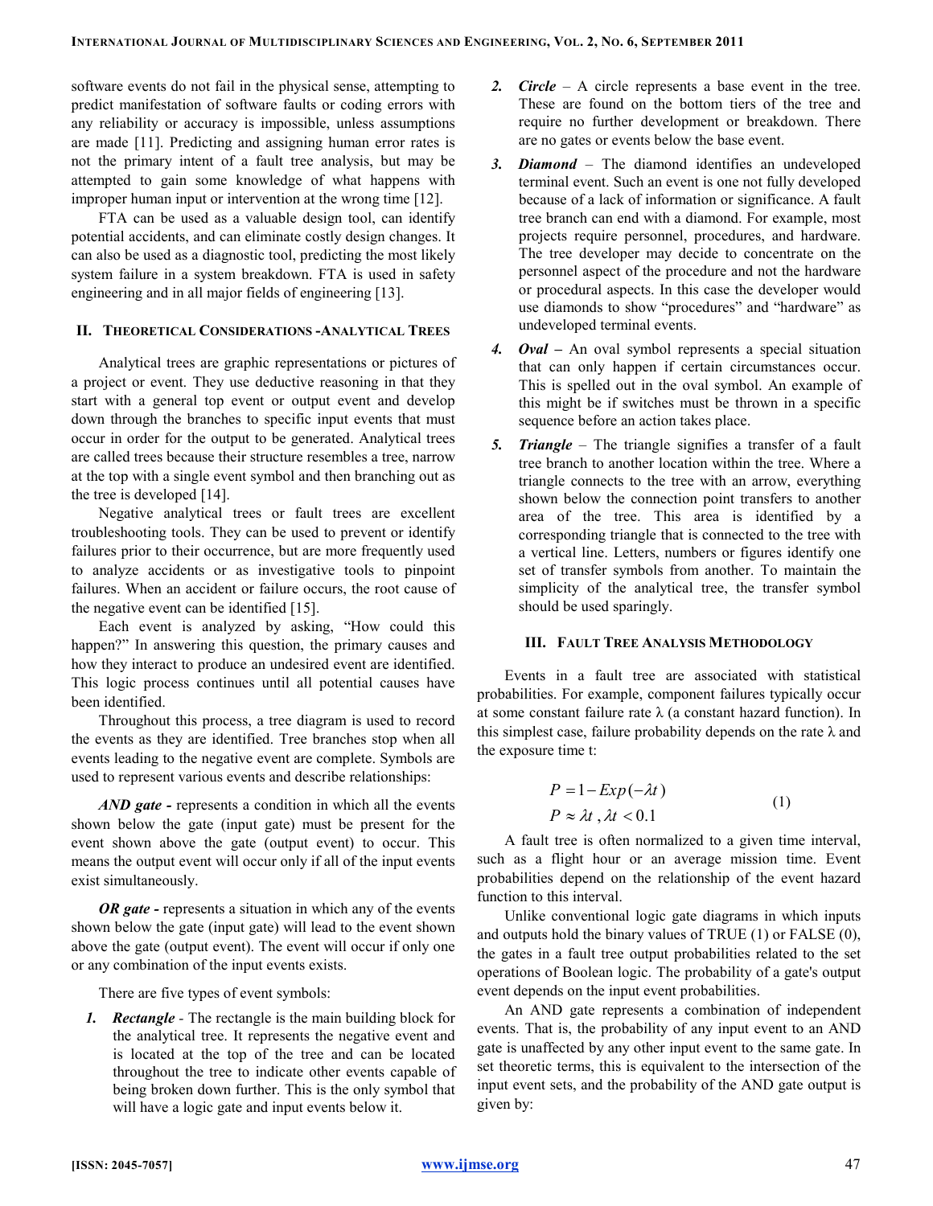software events do not fail in the physical sense, attempting to predict manifestation of software faults or coding errors with any reliability or accuracy is impossible, unless assumptions are made [11]. Predicting and assigning human error rates is not the primary intent of a fault tree analysis, but may be attempted to gain some knowledge of what happens with improper human input or intervention at the wrong time [12].

FTA can be used as a valuable design tool, can identify potential accidents, and can eliminate costly design changes. It can also be used as a diagnostic tool, predicting the most likely system failure in a system breakdown. FTA is used in safety engineering and in all major fields of engineering [13].

## II. Theoretical Considerations -Analytical Trees

Analytical trees are graphic representations or pictures of a project or event. They use deductive reasoning in that they start with a general top event or output event and develop down through the branches to specific input events that must occur in order for the output to be generated. Analytical trees are called trees because their structure resembles a tree, narrow at the top with a single event symbol and then branching out as the tree is developed [14].

Negative analytical trees or fault trees are excellent troubleshooting tools. They can be used to prevent or identify failures prior to their occurrence, but are more frequently used to analyze accidents or as investigative tools to pinpoint failures. When an accident or failure occurs, the root cause of the negative event can be identified [15].

Each event is analyzed by asking, "How could this happen?" In answering this question, the primary causes and how they interact to produce an undesired event are identified. This logic process continues until all potential causes have been identified.

Throughout this process, a tree diagram is used to record the events as they are identified. Tree branches stop when all events leading to the negative event are complete. Symbols are used to represent various events and describe relationships:

***AND gate -*** represents a condition in which all the events shown below the gate (input gate) must be present for the event shown above the gate (output event) to occur. This means the output event will occur only if all of the input events exist simultaneously.

***OR gate -*** represents a situation in which any of the events shown below the gate (input gate) will lead to the event shown above the gate (output event). The event will occur if only one or any combination of the input events exists.

There are five types of event symbols:

1. ***Rectangle*** - The rectangle is the main building block for the analytical tree. It represents the negative event and is located at the top of the tree and can be located throughout the tree to indicate other events capable of being broken down further. This is the only symbol that will have a logic gate and input events below it.
2. ***Circle*** – A circle represents a base event in the tree. These are found on the bottom tiers of the tree and require no further development or breakdown. There are no gates or events below the base event.
3. ***Diamond*** – The diamond identifies an undeveloped terminal event. Such an event is one not fully developed because of a lack of information or significance. A fault tree branch can end with a diamond. For example, most projects require personnel, procedures, and hardware. The tree developer may decide to concentrate on the personnel aspect of the procedure and not the hardware or procedural aspects. In this case the developer would use diamonds to show "procedures" and "hardware" as undeveloped terminal events.
4. ***Oval –*** An oval symbol represents a special situation that can only happen if certain circumstances occur. This is spelled out in the oval symbol. An example of this might be if switches must be thrown in a specific sequence before an action takes place.
5. ***Triangle*** – The triangle signifies a transfer of a fault tree branch to another location within the tree. Where a triangle connects to the tree with an arrow, everything shown below the connection point transfers to another area of the tree. This area is identified by a corresponding triangle that is connected to the tree with a vertical line. Letters, numbers or figures identify one set of transfer symbols from another. To maintain the simplicity of the analytical tree, the transfer symbol should be used sparingly.

## III. Fault Tree Analysis Methodology

Events in a fault tree are associated with statistical probabilities. For example, component failures typically occur at some constant failure rate λ (a constant hazard function). In this simplest case, failure probability depends on the rate λ and the exposure time t:

$$
\begin{aligned}
P &= 1 - Exp(-\lambda t) \\
P &\approx \lambda t \, , \lambda t < 0.1
\end{aligned}
\qquad (1)
$$

A fault tree is often normalized to a given time interval, such as a flight hour or an average mission time. Event probabilities depend on the relationship of the event hazard function to this interval.

Unlike conventional logic gate diagrams in which inputs and outputs hold the binary values of TRUE (1) or FALSE (0), the gates in a fault tree output probabilities related to the set operations of Boolean logic. The probability of a gate's output event depends on the input event probabilities.

An AND gate represents a combination of independent events. That is, the probability of any input event to an AND gate is unaffected by any other input event to the same gate. In set theoretic terms, this is equivalent to the intersection of the input event sets, and the probability of the AND gate output is given by: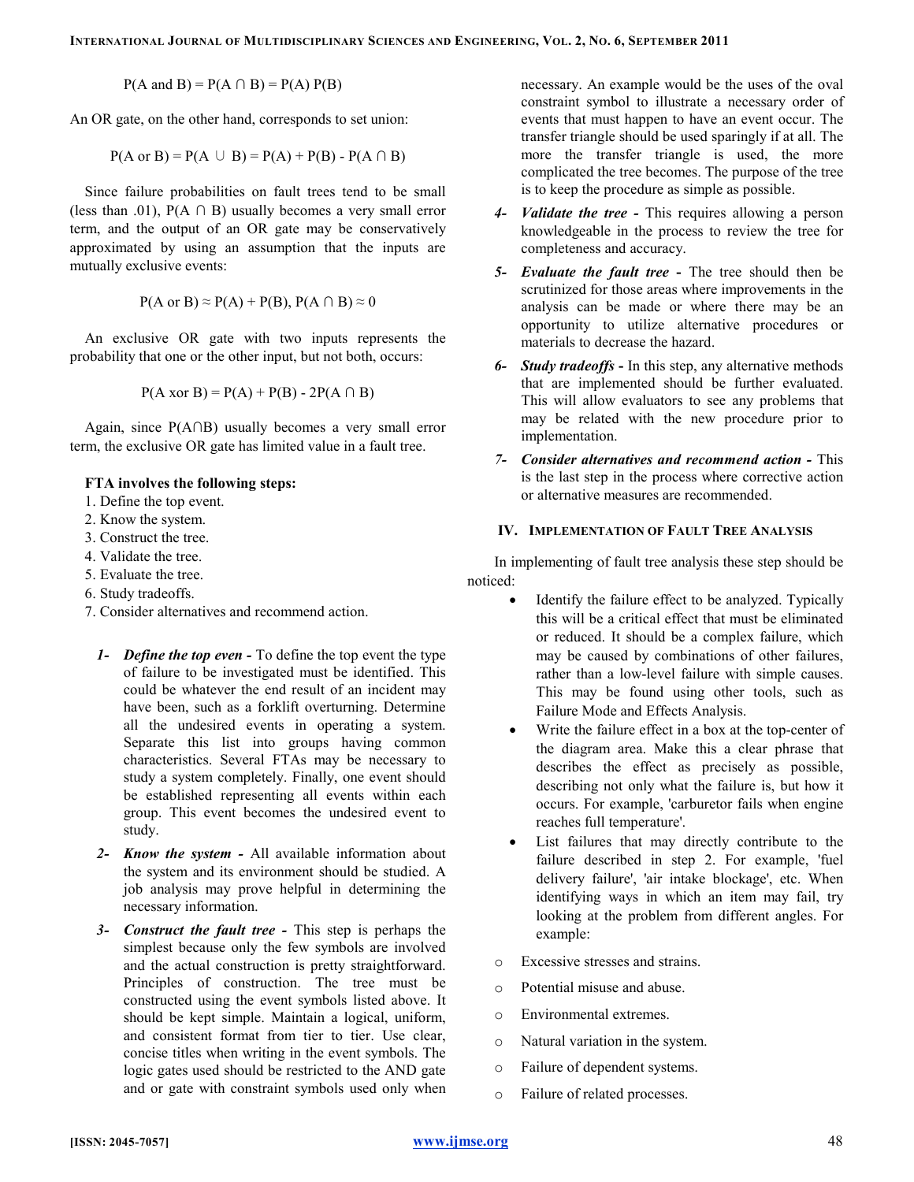$$P(A \text{ and } B) = P(A \cap B) = P(A)\,P(B)$$

An OR gate, on the other hand, corresponds to set union:

$$P(A \text{ or } B) = P(A \cup B) = P(A) + P(B) - P(A \cap B)$$

Since failure probabilities on fault trees tend to be small (less than .01), $P(A \cap B)$ usually becomes a very small error term, and the output of an OR gate may be conservatively approximated by using an assumption that the inputs are mutually exclusive events:

$$P(A \text{ or } B) \approx P(A) + P(B),\ P(A \cap B) \approx 0$$

An exclusive OR gate with two inputs represents the probability that one or the other input, but not both, occurs:

$$P(A \text{ xor } B) = P(A) + P(B) - 2P(A \cap B)$$

Again, since $P(A \cap B)$ usually becomes a very small error term, the exclusive OR gate has limited value in a fault tree.

**FTA involves the following steps:**

1. Define the top event.
2. Know the system.
3. Construct the tree.
4. Validate the tree.
5. Evaluate the tree.
6. Study tradeoffs.
7. Consider alternatives and recommend action.

1- ***Define the top even -*** To define the top event the type of failure to be investigated must be identified. This could be whatever the end result of an incident may have been, such as a forklift overturning. Determine all the undesired events in operating a system. Separate this list into groups having common characteristics. Several FTAs may be necessary to study a system completely. Finally, one event should be established representing all events within each group. This event becomes the undesired event to study.

2- ***Know the system -*** All available information about the system and its environment should be studied. A job analysis may prove helpful in determining the necessary information.

3- ***Construct the fault tree -*** This step is perhaps the simplest because only the few symbols are involved and the actual construction is pretty straightforward. Principles of construction. The tree must be constructed using the event symbols listed above. It should be kept simple. Maintain a logical, uniform, and consistent format from tier to tier. Use clear, concise titles when writing in the event symbols. The logic gates used should be restricted to the AND gate and or gate with constraint symbols used only when necessary. An example would be the uses of the oval constraint symbol to illustrate a necessary order of events that must happen to have an event occur. The transfer triangle should be used sparingly if at all. The more the transfer triangle is used, the more complicated the tree becomes. The purpose of the tree is to keep the procedure as simple as possible.

4- ***Validate the tree -*** This requires allowing a person knowledgeable in the process to review the tree for completeness and accuracy.

5- ***Evaluate the fault tree -*** The tree should then be scrutinized for those areas where improvements in the analysis can be made or where there may be an opportunity to utilize alternative procedures or materials to decrease the hazard.

6- ***Study tradeoffs -*** In this step, any alternative methods that are implemented should be further evaluated. This will allow evaluators to see any problems that may be related with the new procedure prior to implementation.

7- ***Consider alternatives and recommend action -*** This is the last step in the process where corrective action or alternative measures are recommended.

## IV. Implementation of Fault Tree Analysis

In implementing of fault tree analysis these step should be noticed:

- Identify the failure effect to be analyzed. Typically this will be a critical effect that must be eliminated or reduced. It should be a complex failure, which may be caused by combinations of other failures, rather than a low-level failure with simple causes. This may be found using other tools, such as Failure Mode and Effects Analysis.
- Write the failure effect in a box at the top-center of the diagram area. Make this a clear phrase that describes the effect as precisely as possible, describing not only what the failure is, but how it occurs. For example, 'carburetor fails when engine reaches full temperature'.
- List failures that may directly contribute to the failure described in step 2. For example, 'fuel delivery failure', 'air intake blockage', etc. When identifying ways in which an item may fail, try looking at the problem from different angles. For example:
  - Excessive stresses and strains.
  - Potential misuse and abuse.
  - Environmental extremes.
  - Natural variation in the system.
  - Failure of dependent systems.
  - Failure of related processes.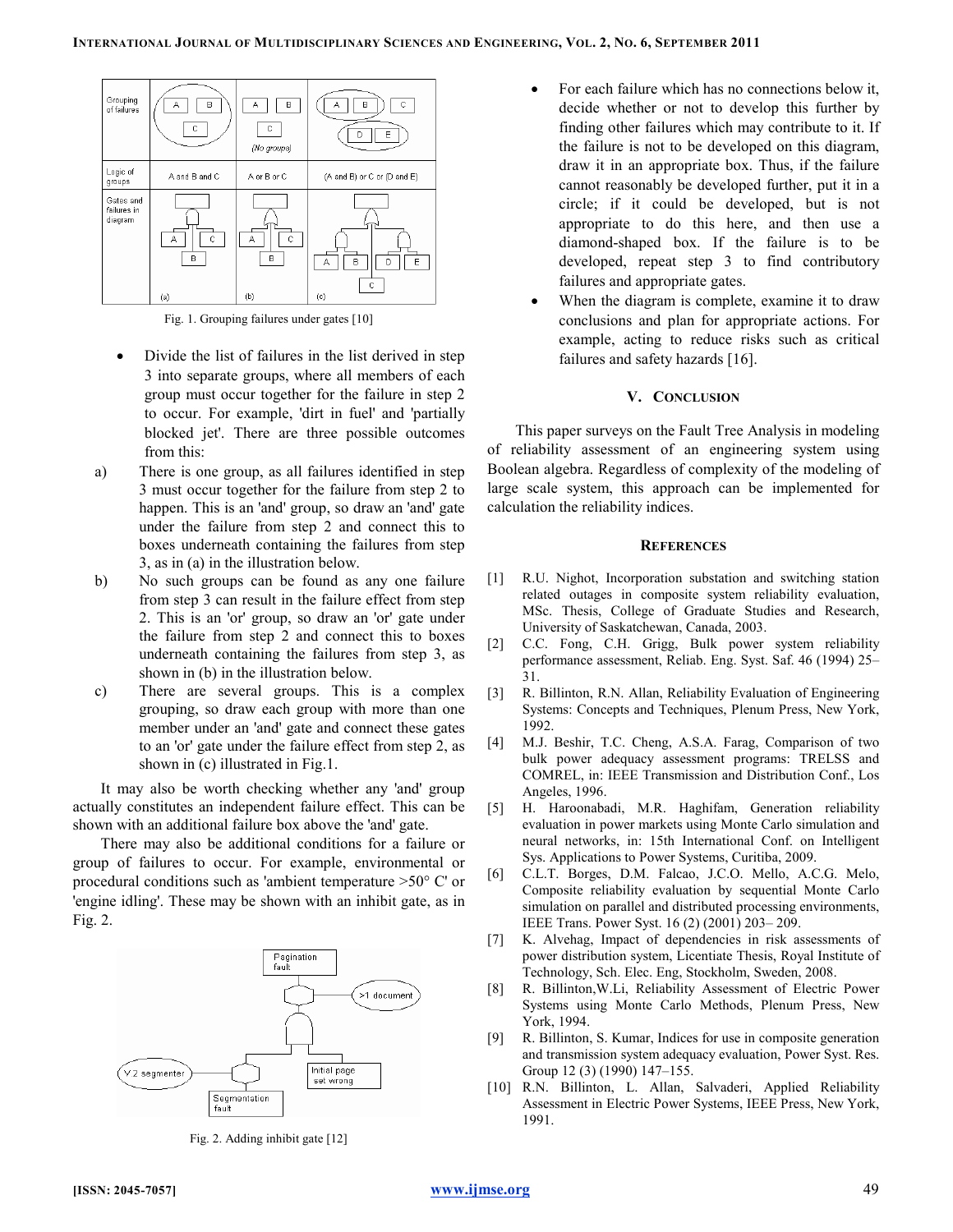Fig. 1. Grouping failures under gates [10]

- Divide the list of failures in the list derived in step 3 into separate groups, where all members of each group must occur together for the failure in step 2 to occur. For example, 'dirt in fuel' and 'partially blocked jet'. There are three possible outcomes from this:

a) There is one group, as all failures identified in step 3 must occur together for the failure from step 2 to happen. This is an 'and' group, so draw an 'and' gate under the failure from step 2 and connect this to boxes underneath containing the failures from step 3, as in (a) in the illustration below.

b) No such groups can be found as any one failure from step 3 can result in the failure effect from step 2. This is an 'or' group, so draw an 'or' gate under the failure from step 2 and connect this to boxes underneath containing the failures from step 3, as shown in (b) in the illustration below.

c) There are several groups. This is a complex grouping, so draw each group with more than one member under an 'and' gate and connect these gates to an 'or' gate under the failure effect from step 2, as shown in (c) illustrated in Fig.1.

It may also be worth checking whether any 'and' group actually constitutes an independent failure effect. This can be shown with an additional failure box above the 'and' gate.

There may also be additional conditions for a failure or group of failures to occur. For example, environmental or procedural conditions such as 'ambient temperature >50° C' or 'engine idling'. These may be shown with an inhibit gate, as in Fig. 2.

Fig. 2. Adding inhibit gate [12]

- For each failure which has no connections below it, decide whether or not to develop this further by finding other failures which may contribute to it. If the failure is not to be developed on this diagram, draw it in an appropriate box. Thus, if the failure cannot reasonably be developed further, put it in a circle; if it could be developed, but is not appropriate to do this here, and then use a diamond-shaped box. If the failure is to be developed, repeat step 3 to find contributory failures and appropriate gates.
- When the diagram is complete, examine it to draw conclusions and plan for appropriate actions. For example, acting to reduce risks such as critical failures and safety hazards [16].

## V. Conclusion

This paper surveys on the Fault Tree Analysis in modeling of reliability assessment of an engineering system using Boolean algebra. Regardless of complexity of the modeling of large scale system, this approach can be implemented for calculation the reliability indices.

## References

[1] R.U. Nighot, Incorporation substation and switching station related outages in composite system reliability evaluation, MSc. Thesis, College of Graduate Studies and Research, University of Saskatchewan, Canada, 2003.

[2] C.C. Fong, C.H. Grigg, Bulk power system reliability performance assessment, Reliab. Eng. Syst. Saf. 46 (1994) 25–31.

[3] R. Billinton, R.N. Allan, Reliability Evaluation of Engineering Systems: Concepts and Techniques, Plenum Press, New York, 1992.

[4] M.J. Beshir, T.C. Cheng, A.S.A. Farag, Comparison of two bulk power adequacy assessment programs: TRELSS and COMREL, in: IEEE Transmission and Distribution Conf., Los Angeles, 1996.

[5] H. Haroonabadi, M.R. Haghifam, Generation reliability evaluation in power markets using Monte Carlo simulation and neural networks, in: 15th International Conf. on Intelligent Sys. Applications to Power Systems, Curitiba, 2009.

[6] C.L.T. Borges, D.M. Falcao, J.C.O. Mello, A.C.G. Melo, Composite reliability evaluation by sequential Monte Carlo simulation on parallel and distributed processing environments, IEEE Trans. Power Syst. 16 (2) (2001) 203– 209.

[7] K. Alvehag, Impact of dependencies in risk assessments of power distribution system, Licentiate Thesis, Royal Institute of Technology, Sch. Elec. Eng, Stockholm, Sweden, 2008.

[8] R. Billinton,W.Li, Reliability Assessment of Electric Power Systems using Monte Carlo Methods, Plenum Press, New York, 1994.

[9] R. Billinton, S. Kumar, Indices for use in composite generation and transmission system adequacy evaluation, Power Syst. Res. Group 12 (3) (1990) 147–155.

[10] R.N. Billinton, L. Allan, Salvaderi, Applied Reliability Assessment in Electric Power Systems, IEEE Press, New York, 1991.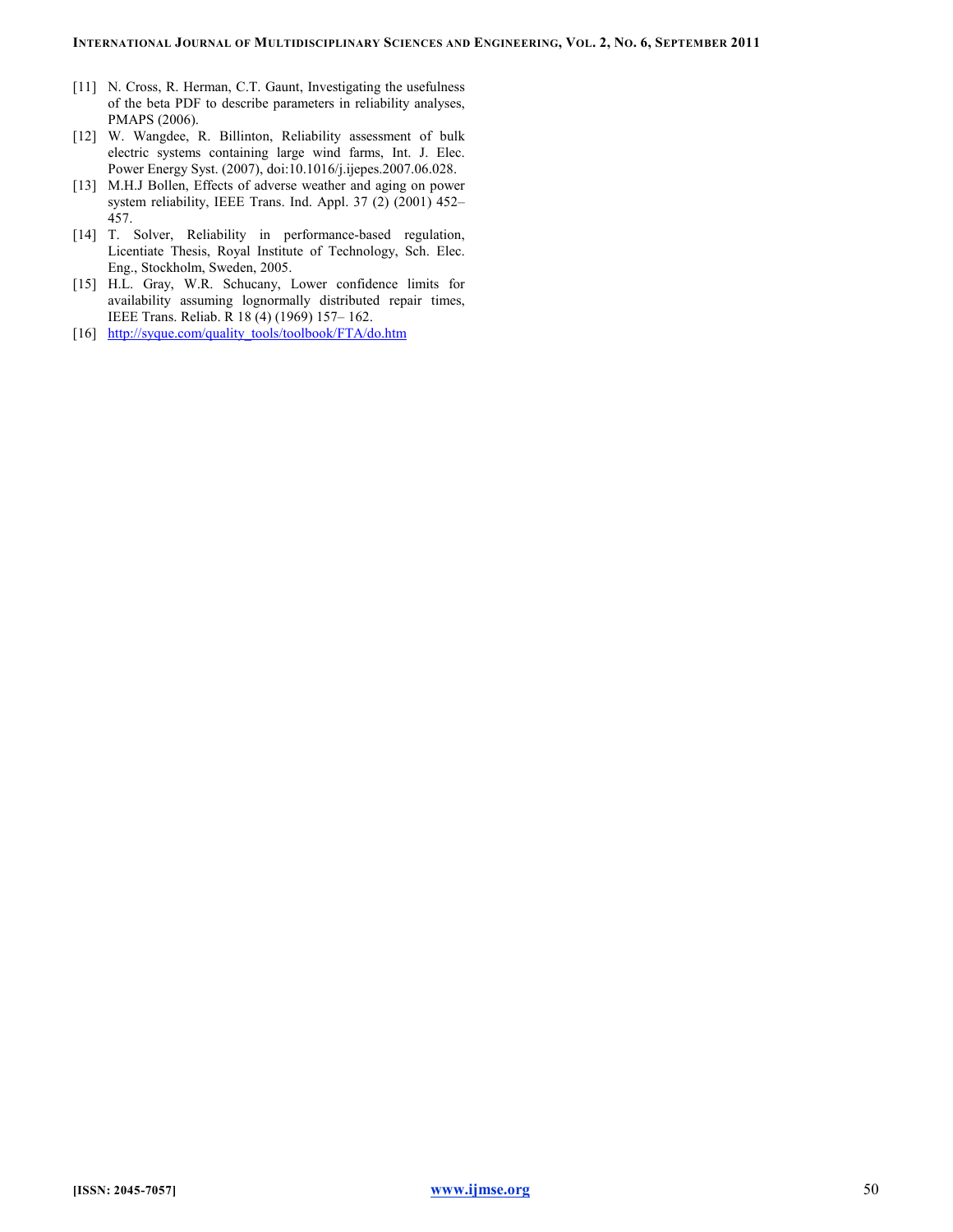[11] N. Cross, R. Herman, C.T. Gaunt, Investigating the usefulness of the beta PDF to describe parameters in reliability analyses, PMAPS (2006).

[12] W. Wangdee, R. Billinton, Reliability assessment of bulk electric systems containing large wind farms, Int. J. Elec. Power Energy Syst. (2007), doi:10.1016/j.ijepes.2007.06.028.

[13] M.H.J Bollen, Effects of adverse weather and aging on power system reliability, IEEE Trans. Ind. Appl. 37 (2) (2001) 452–457.

[14] T. Solver, Reliability in performance-based regulation, Licentiate Thesis, Royal Institute of Technology, Sch. Elec. Eng., Stockholm, Sweden, 2005.

[15] H.L. Gray, W.R. Schucany, Lower confidence limits for availability assuming lognormally distributed repair times, IEEE Trans. Reliab. R 18 (4) (1969) 157– 162.

[16] http://syque.com/quality_tools/toolbook/FTA/do.htm